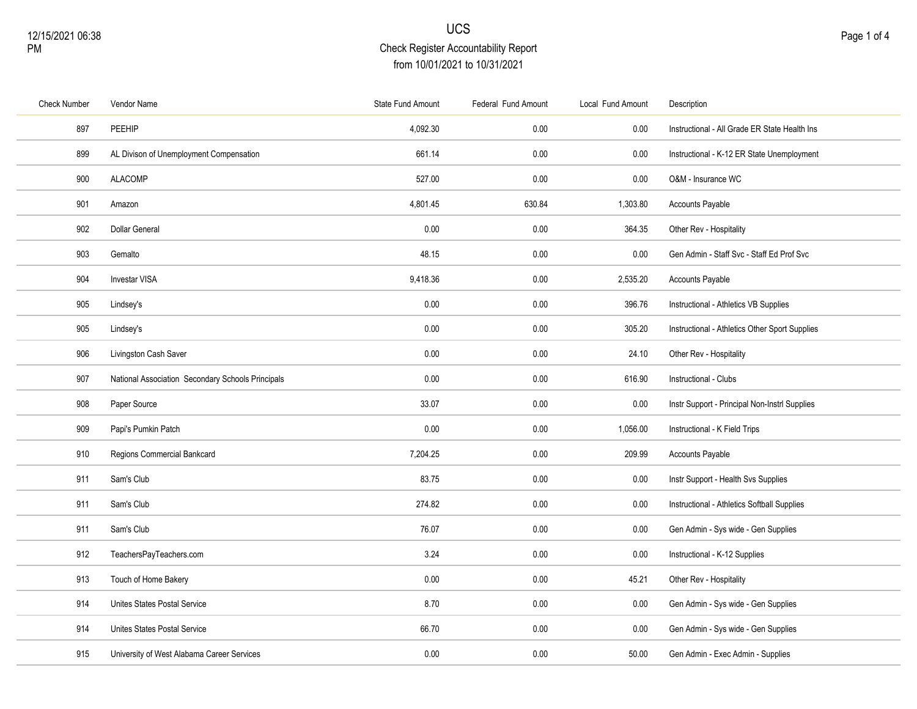# UCS

## Check Register Accountability Report

from 10/01/2021 to 10/31/2021

| Check Number | Vendor Name | State Fund Amount | Federal Fund Amount | Local Fund Amount | Description |
|---|---|---|---|---|---|
| 897 | PEEHIP | 4,092.30 | 0.00 | 0.00 | Instructional - All Grade ER State Health Ins |
| 899 | AL Divison of Unemployment Compensation | 661.14 | 0.00 | 0.00 | Instructional - K-12 ER State Unemployment |
| 900 | ALACOMP | 527.00 | 0.00 | 0.00 | O&M - Insurance WC |
| 901 | Amazon | 4,801.45 | 630.84 | 1,303.80 | Accounts Payable |
| 902 | Dollar General | 0.00 | 0.00 | 364.35 | Other Rev - Hospitality |
| 903 | Gemalto | 48.15 | 0.00 | 0.00 | Gen Admin - Staff Svc - Staff Ed Prof Svc |
| 904 | Investar VISA | 9,418.36 | 0.00 | 2,535.20 | Accounts Payable |
| 905 | Lindsey's | 0.00 | 0.00 | 396.76 | Instructional - Athletics VB Supplies |
| 905 | Lindsey's | 0.00 | 0.00 | 305.20 | Instructional - Athletics Other Sport Supplies |
| 906 | Livingston Cash Saver | 0.00 | 0.00 | 24.10 | Other Rev - Hospitality |
| 907 | National Association Secondary Schools Principals | 0.00 | 0.00 | 616.90 | Instructional - Clubs |
| 908 | Paper Source | 33.07 | 0.00 | 0.00 | Instr Support - Principal Non-Instrl Supplies |
| 909 | Papi's Pumkin Patch | 0.00 | 0.00 | 1,056.00 | Instructional - K Field Trips |
| 910 | Regions Commercial Bankcard | 7,204.25 | 0.00 | 209.99 | Accounts Payable |
| 911 | Sam's Club | 83.75 | 0.00 | 0.00 | Instr Support - Health Svs Supplies |
| 911 | Sam's Club | 274.82 | 0.00 | 0.00 | Instructional - Athletics Softball Supplies |
| 911 | Sam's Club | 76.07 | 0.00 | 0.00 | Gen Admin - Sys wide - Gen Supplies |
| 912 | TeachersPayTeachers.com | 3.24 | 0.00 | 0.00 | Instructional - K-12 Supplies |
| 913 | Touch of Home Bakery | 0.00 | 0.00 | 45.21 | Other Rev - Hospitality |
| 914 | Unites States Postal Service | 8.70 | 0.00 | 0.00 | Gen Admin - Sys wide - Gen Supplies |
| 914 | Unites States Postal Service | 66.70 | 0.00 | 0.00 | Gen Admin - Sys wide - Gen Supplies |
| 915 | University of West Alabama Career Services | 0.00 | 0.00 | 50.00 | Gen Admin - Exec Admin - Supplies |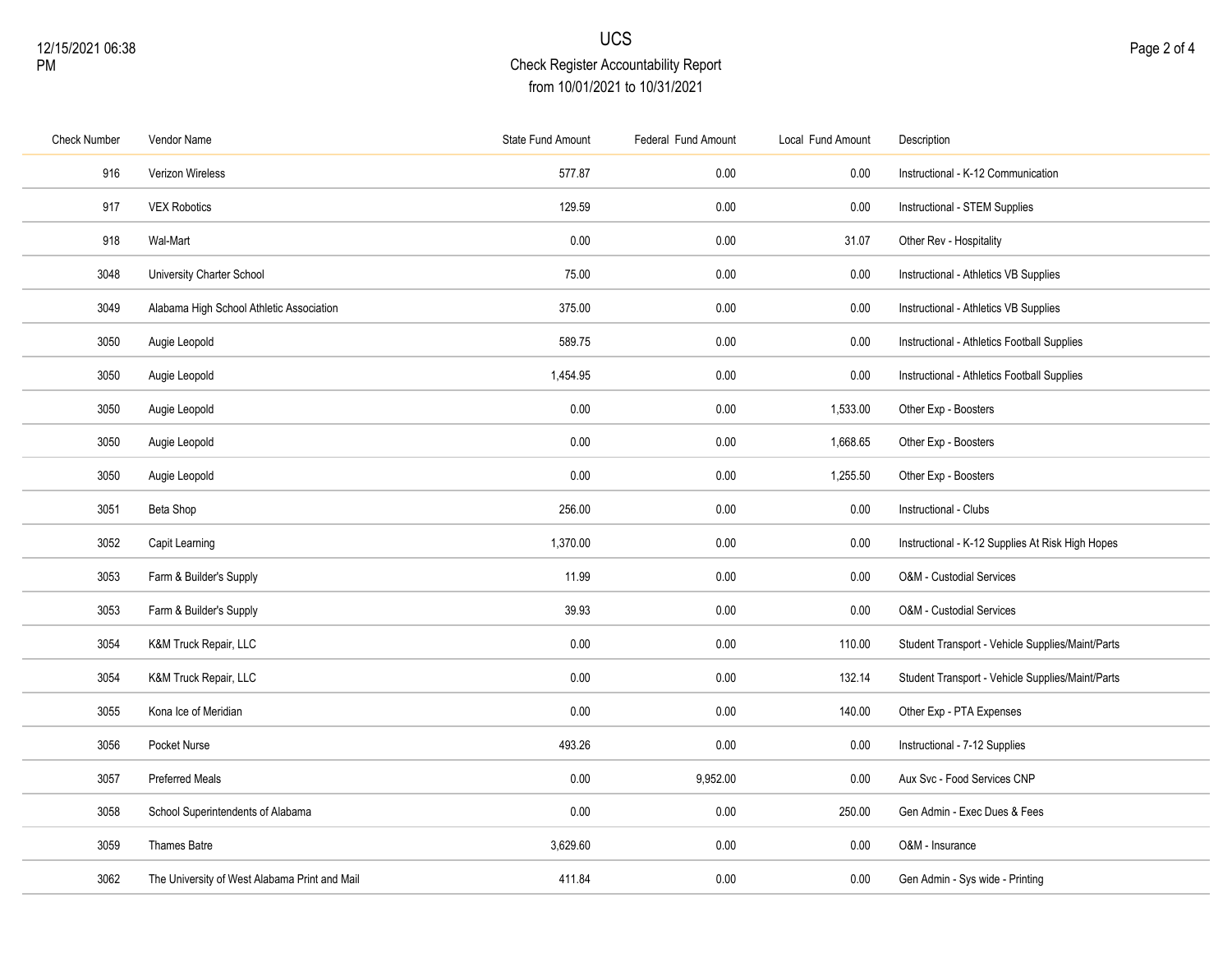# UCS

## Check Register Accountability Report

from 10/01/2021 to 10/31/2021

| Check Number | Vendor Name | State Fund Amount | Federal Fund Amount | Local Fund Amount | Description |
|---|---|---|---|---|---|
| 916 | Verizon Wireless | 577.87 | 0.00 | 0.00 | Instructional - K-12 Communication |
| 917 | VEX Robotics | 129.59 | 0.00 | 0.00 | Instructional - STEM Supplies |
| 918 | Wal-Mart | 0.00 | 0.00 | 31.07 | Other Rev - Hospitality |
| 3048 | University Charter School | 75.00 | 0.00 | 0.00 | Instructional - Athletics VB Supplies |
| 3049 | Alabama High School Athletic Association | 375.00 | 0.00 | 0.00 | Instructional - Athletics VB Supplies |
| 3050 | Augie Leopold | 589.75 | 0.00 | 0.00 | Instructional - Athletics Football Supplies |
| 3050 | Augie Leopold | 1,454.95 | 0.00 | 0.00 | Instructional - Athletics Football Supplies |
| 3050 | Augie Leopold | 0.00 | 0.00 | 1,533.00 | Other Exp - Boosters |
| 3050 | Augie Leopold | 0.00 | 0.00 | 1,668.65 | Other Exp - Boosters |
| 3050 | Augie Leopold | 0.00 | 0.00 | 1,255.50 | Other Exp - Boosters |
| 3051 | Beta Shop | 256.00 | 0.00 | 0.00 | Instructional - Clubs |
| 3052 | Capit Learning | 1,370.00 | 0.00 | 0.00 | Instructional - K-12 Supplies At Risk High Hopes |
| 3053 | Farm & Builder's Supply | 11.99 | 0.00 | 0.00 | O&M - Custodial Services |
| 3053 | Farm & Builder's Supply | 39.93 | 0.00 | 0.00 | O&M - Custodial Services |
| 3054 | K&M Truck Repair, LLC | 0.00 | 0.00 | 110.00 | Student Transport - Vehicle Supplies/Maint/Parts |
| 3054 | K&M Truck Repair, LLC | 0.00 | 0.00 | 132.14 | Student Transport - Vehicle Supplies/Maint/Parts |
| 3055 | Kona Ice of Meridian | 0.00 | 0.00 | 140.00 | Other Exp - PTA Expenses |
| 3056 | Pocket Nurse | 493.26 | 0.00 | 0.00 | Instructional - 7-12 Supplies |
| 3057 | Preferred Meals | 0.00 | 9,952.00 | 0.00 | Aux Svc - Food Services CNP |
| 3058 | School Superintendents of Alabama | 0.00 | 0.00 | 250.00 | Gen Admin - Exec Dues & Fees |
| 3059 | Thames Batre | 3,629.60 | 0.00 | 0.00 | O&M - Insurance |
| 3062 | The University of West Alabama Print and Mail | 411.84 | 0.00 | 0.00 | Gen Admin - Sys wide - Printing |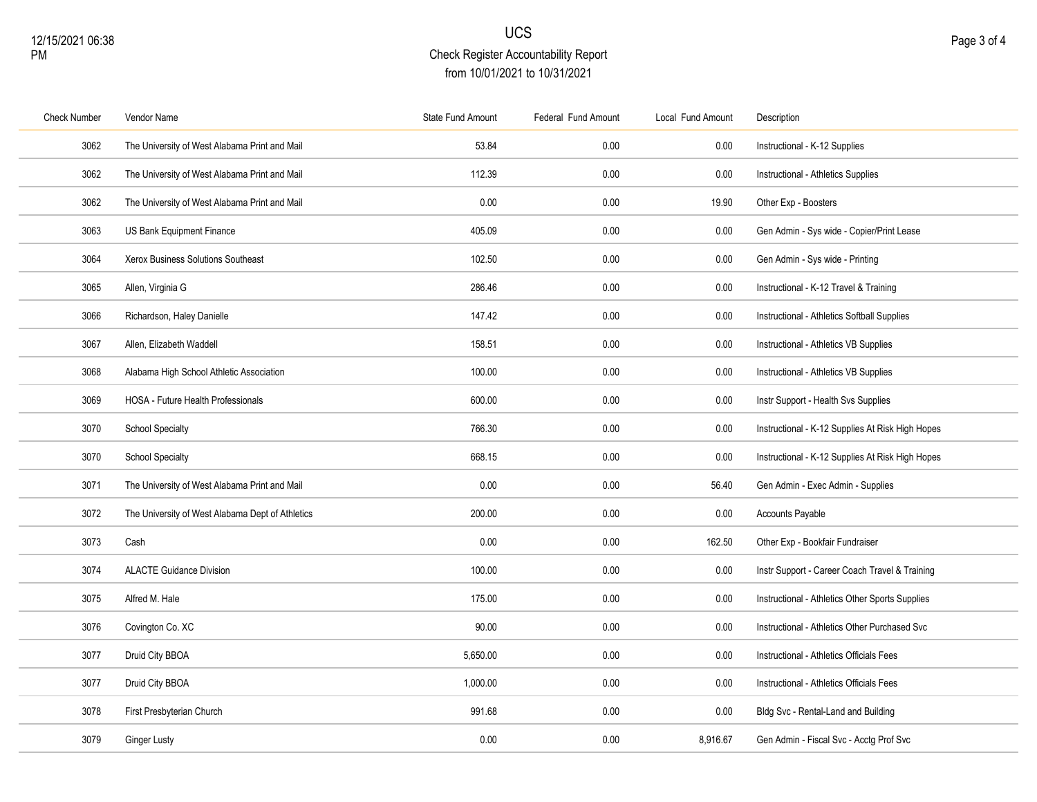# UCS

## Check Register Accountability Report

from 10/01/2021 to 10/31/2021

| Check Number | Vendor Name | State Fund Amount | Federal Fund Amount | Local Fund Amount | Description |
|---|---|---|---|---|---|
| 3062 | The University of West Alabama Print and Mail | 53.84 | 0.00 | 0.00 | Instructional - K-12 Supplies |
| 3062 | The University of West Alabama Print and Mail | 112.39 | 0.00 | 0.00 | Instructional - Athletics Supplies |
| 3062 | The University of West Alabama Print and Mail | 0.00 | 0.00 | 19.90 | Other Exp - Boosters |
| 3063 | US Bank Equipment Finance | 405.09 | 0.00 | 0.00 | Gen Admin - Sys wide - Copier/Print Lease |
| 3064 | Xerox Business Solutions Southeast | 102.50 | 0.00 | 0.00 | Gen Admin - Sys wide - Printing |
| 3065 | Allen, Virginia G | 286.46 | 0.00 | 0.00 | Instructional - K-12 Travel & Training |
| 3066 | Richardson, Haley Danielle | 147.42 | 0.00 | 0.00 | Instructional - Athletics Softball Supplies |
| 3067 | Allen, Elizabeth Waddell | 158.51 | 0.00 | 0.00 | Instructional - Athletics VB Supplies |
| 3068 | Alabama High School Athletic Association | 100.00 | 0.00 | 0.00 | Instructional - Athletics VB Supplies |
| 3069 | HOSA - Future Health Professionals | 600.00 | 0.00 | 0.00 | Instr Support - Health Svs Supplies |
| 3070 | School Specialty | 766.30 | 0.00 | 0.00 | Instructional - K-12 Supplies At Risk High Hopes |
| 3070 | School Specialty | 668.15 | 0.00 | 0.00 | Instructional - K-12 Supplies At Risk High Hopes |
| 3071 | The University of West Alabama Print and Mail | 0.00 | 0.00 | 56.40 | Gen Admin - Exec Admin - Supplies |
| 3072 | The University of West Alabama Dept of Athletics | 200.00 | 0.00 | 0.00 | Accounts Payable |
| 3073 | Cash | 0.00 | 0.00 | 162.50 | Other Exp - Bookfair Fundraiser |
| 3074 | ALACTE Guidance Division | 100.00 | 0.00 | 0.00 | Instr Support - Career Coach Travel & Training |
| 3075 | Alfred M. Hale | 175.00 | 0.00 | 0.00 | Instructional - Athletics Other Sports Supplies |
| 3076 | Covington Co. XC | 90.00 | 0.00 | 0.00 | Instructional - Athletics Other Purchased Svc |
| 3077 | Druid City BBOA | 5,650.00 | 0.00 | 0.00 | Instructional - Athletics Officials Fees |
| 3077 | Druid City BBOA | 1,000.00 | 0.00 | 0.00 | Instructional - Athletics Officials Fees |
| 3078 | First Presbyterian Church | 991.68 | 0.00 | 0.00 | Bldg Svc - Rental-Land and Building |
| 3079 | Ginger Lusty | 0.00 | 0.00 | 8,916.67 | Gen Admin - Fiscal Svc - Acctg Prof Svc |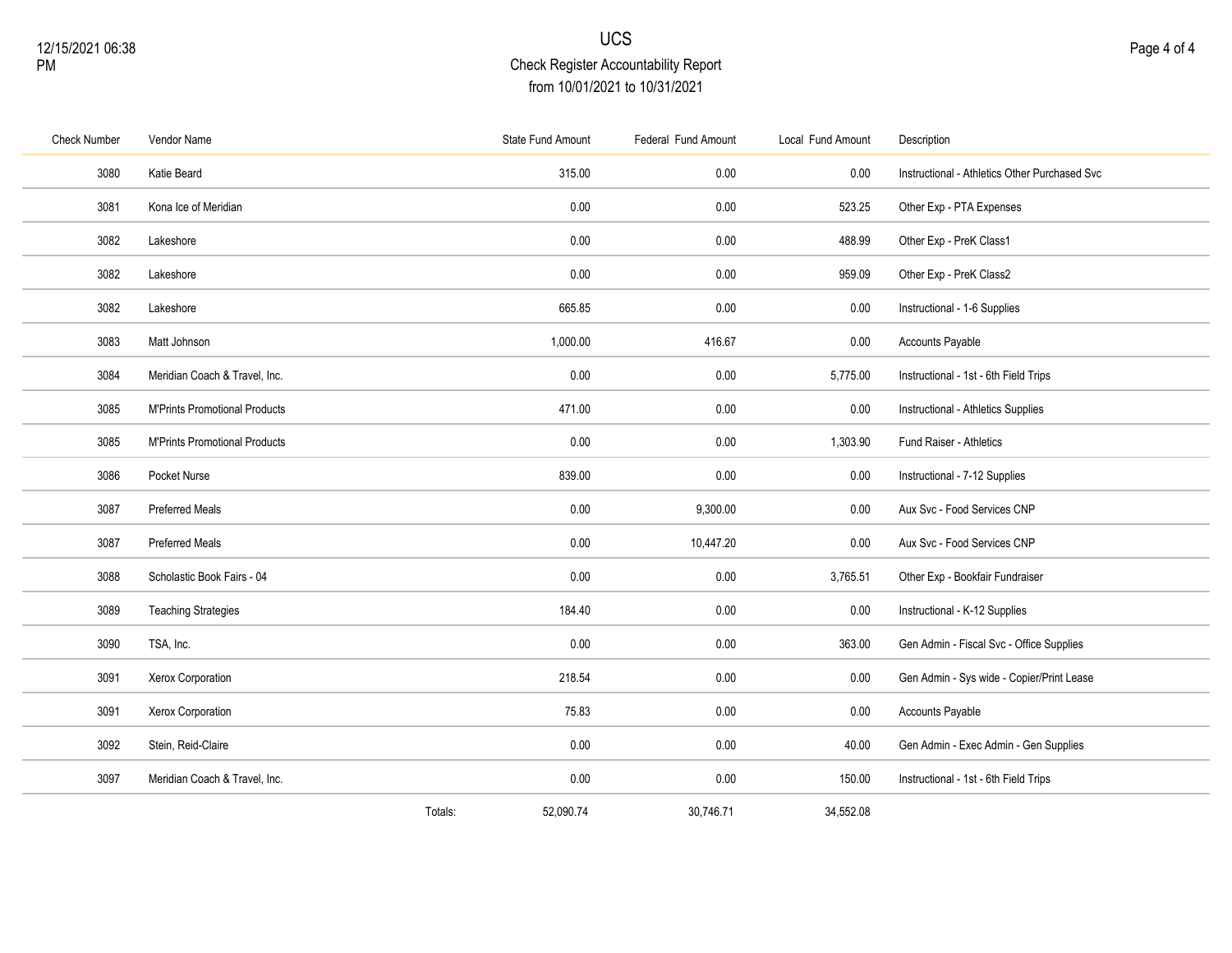# UCS

## Check Register Accountability Report

from 10/01/2021 to 10/31/2021

12/15/2021 06:38 PM

| Check Number | Vendor Name | State Fund Amount | Federal Fund Amount | Local Fund Amount | Description |
|---|---|---|---|---|---|
| 3080 | Katie Beard | 315.00 | 0.00 | 0.00 | Instructional - Athletics Other Purchased Svc |
| 3081 | Kona Ice of Meridian | 0.00 | 0.00 | 523.25 | Other Exp - PTA Expenses |
| 3082 | Lakeshore | 0.00 | 0.00 | 488.99 | Other Exp - PreK Class1 |
| 3082 | Lakeshore | 0.00 | 0.00 | 959.09 | Other Exp - PreK Class2 |
| 3082 | Lakeshore | 665.85 | 0.00 | 0.00 | Instructional - 1-6 Supplies |
| 3083 | Matt Johnson | 1,000.00 | 416.67 | 0.00 | Accounts Payable |
| 3084 | Meridian Coach & Travel, Inc. | 0.00 | 0.00 | 5,775.00 | Instructional - 1st - 6th Field Trips |
| 3085 | M'Prints Promotional Products | 471.00 | 0.00 | 0.00 | Instructional - Athletics Supplies |
| 3085 | M'Prints Promotional Products | 0.00 | 0.00 | 1,303.90 | Fund Raiser - Athletics |
| 3086 | Pocket Nurse | 839.00 | 0.00 | 0.00 | Instructional - 7-12 Supplies |
| 3087 | Preferred Meals | 0.00 | 9,300.00 | 0.00 | Aux Svc - Food Services CNP |
| 3087 | Preferred Meals | 0.00 | 10,447.20 | 0.00 | Aux Svc - Food Services CNP |
| 3088 | Scholastic Book Fairs - 04 | 0.00 | 0.00 | 3,765.51 | Other Exp - Bookfair Fundraiser |
| 3089 | Teaching Strategies | 184.40 | 0.00 | 0.00 | Instructional - K-12 Supplies |
| 3090 | TSA, Inc. | 0.00 | 0.00 | 363.00 | Gen Admin - Fiscal Svc - Office Supplies |
| 3091 | Xerox Corporation | 218.54 | 0.00 | 0.00 | Gen Admin - Sys wide - Copier/Print Lease |
| 3091 | Xerox Corporation | 75.83 | 0.00 | 0.00 | Accounts Payable |
| 3092 | Stein, Reid-Claire | 0.00 | 0.00 | 40.00 | Gen Admin - Exec Admin - Gen Supplies |
| 3097 | Meridian Coach & Travel, Inc. | 0.00 | 0.00 | 150.00 | Instructional - 1st - 6th Field Trips |
| | Totals: | 52,090.74 | 30,746.71 | 34,552.08 | |